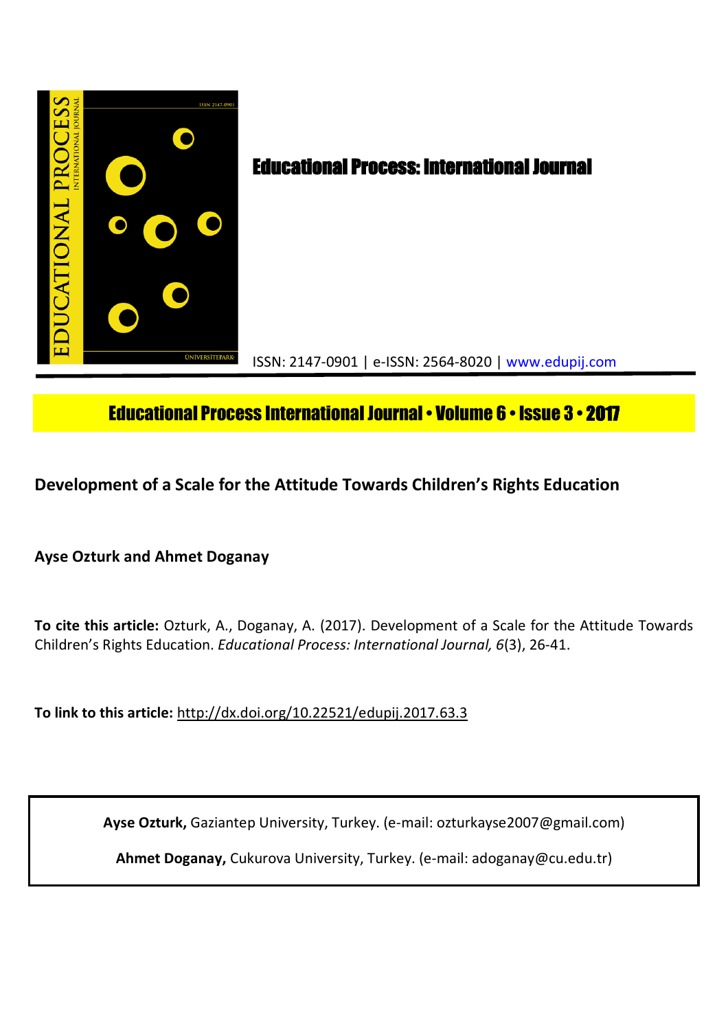# Educational Process: International Journal

ISSN: 2147-0901 | e-ISSN: 2564-8020 | www.edupij.com

**Educational Process International Journal • Volume 6 • Issue 3 • 2017**

## Development of a Scale for the Attitude Towards Children's Rights Education

**Ayse Ozturk and Ahmet Doganay**

**To cite this article:** Ozturk, A., Doganay, A. (2017). Development of a Scale for the Attitude Towards Children's Rights Education. *Educational Process: International Journal, 6*(3), 26-41.

**To link to this article:** http://dx.doi.org/10.22521/edupij.2017.63.3

**Ayse Ozturk,** Gaziantep University, Turkey. (e-mail: ozturkayse2007@gmail.com)

**Ahmet Doganay,** Cukurova University, Turkey. (e-mail: adoganay@cu.edu.tr)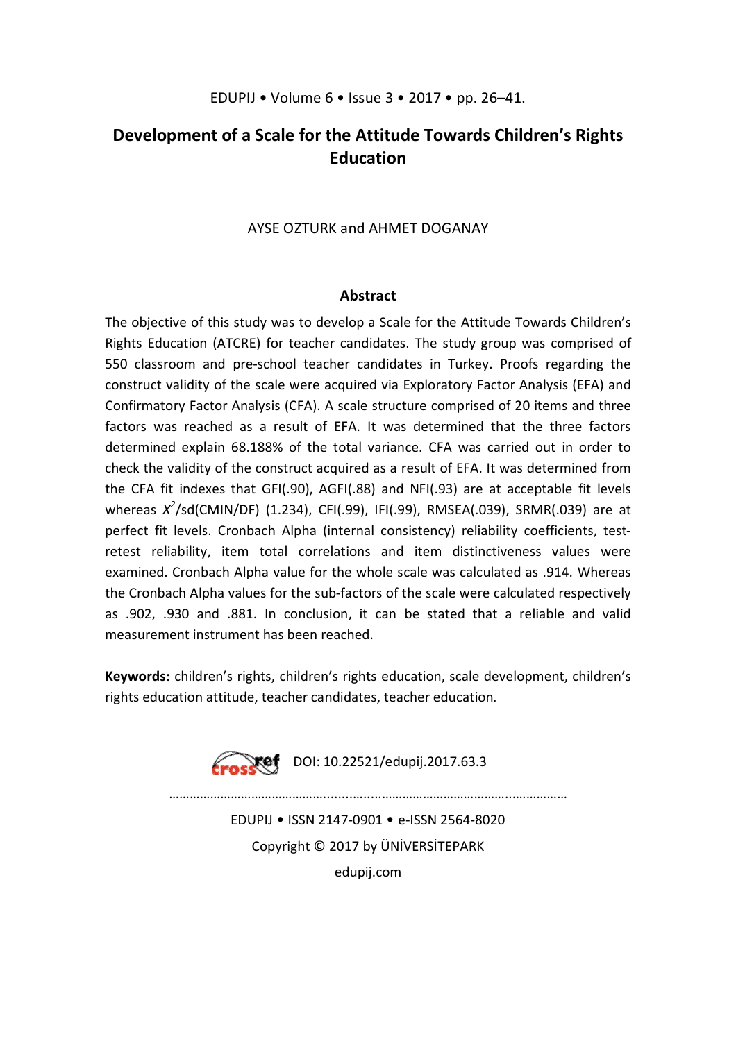# Development of a Scale for the Attitude Towards Children's Rights Education

AYSE OZTURK and AHMET DOGANAY

## Abstract

The objective of this study was to develop a Scale for the Attitude Towards Children's Rights Education (ATCRE) for teacher candidates. The study group was comprised of 550 classroom and pre-school teacher candidates in Turkey. Proofs regarding the construct validity of the scale were acquired via Exploratory Factor Analysis (EFA) and Confirmatory Factor Analysis (CFA). A scale structure comprised of 20 items and three factors was reached as a result of EFA. It was determined that the three factors determined explain 68.188% of the total variance. CFA was carried out in order to check the validity of the construct acquired as a result of EFA. It was determined from the CFA fit indexes that GFI(.90), AGFI(.88) and NFI(.93) are at acceptable fit levels whereas $X^2$/sd(CMIN/DF) (1.234), CFI(.99), IFI(.99), RMSEA(.039), SRMR(.039) are at perfect fit levels. Cronbach Alpha (internal consistency) reliability coefficients, test-retest reliability, item total correlations and item distinctiveness values were examined. Cronbach Alpha value for the whole scale was calculated as .914. Whereas the Cronbach Alpha values for the sub-factors of the scale were calculated respectively as .902, .930 and .881. In conclusion, it can be stated that a reliable and valid measurement instrument has been reached.

**Keywords:** children's rights, children's rights education, scale development, children's rights education attitude, teacher candidates, teacher education.

DOI: 10.22521/edupij.2017.63.3

EDUPIJ • ISSN 2147-0901 • e-ISSN 2564-8020

Copyright © 2017 by ÜNİVERSİTEPARK

edupij.com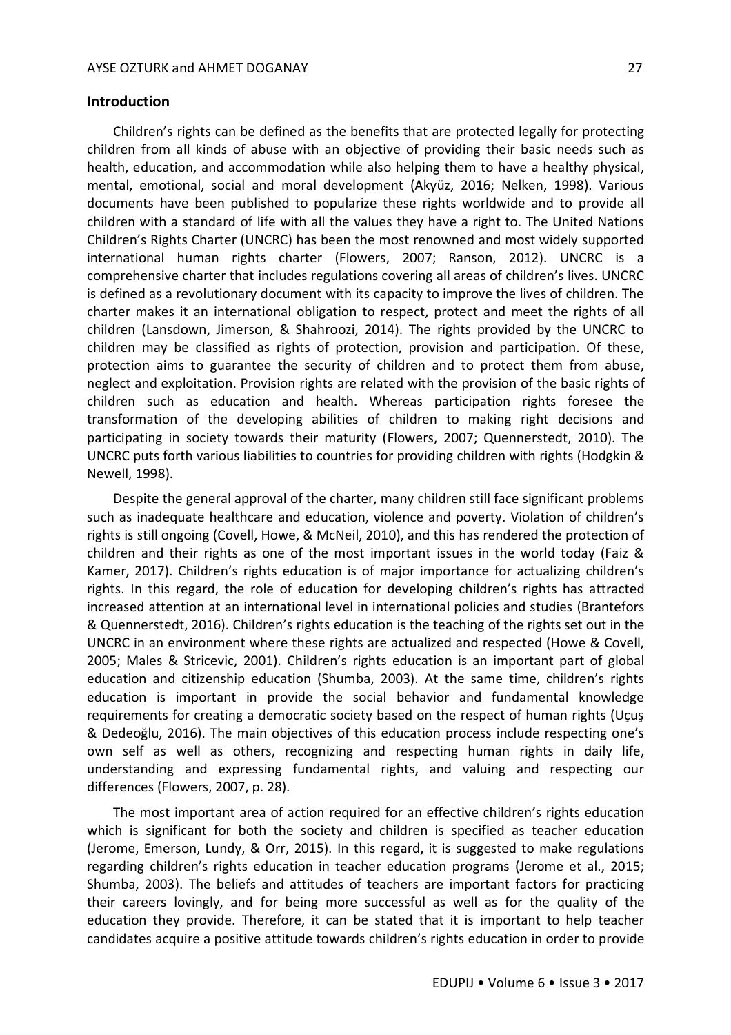## Introduction

Children's rights can be defined as the benefits that are protected legally for protecting children from all kinds of abuse with an objective of providing their basic needs such as health, education, and accommodation while also helping them to have a healthy physical, mental, emotional, social and moral development (Akyüz, 2016; Nelken, 1998). Various documents have been published to popularize these rights worldwide and to provide all children with a standard of life with all the values they have a right to. The United Nations Children's Rights Charter (UNCRC) has been the most renowned and most widely supported international human rights charter (Flowers, 2007; Ranson, 2012). UNCRC is a comprehensive charter that includes regulations covering all areas of children's lives. UNCRC is defined as a revolutionary document with its capacity to improve the lives of children. The charter makes it an international obligation to respect, protect and meet the rights of all children (Lansdown, Jimerson, & Shahroozi, 2014). The rights provided by the UNCRC to children may be classified as rights of protection, provision and participation. Of these, protection aims to guarantee the security of children and to protect them from abuse, neglect and exploitation. Provision rights are related with the provision of the basic rights of children such as education and health. Whereas participation rights foresee the transformation of the developing abilities of children to making right decisions and participating in society towards their maturity (Flowers, 2007; Quennerstedt, 2010). The UNCRC puts forth various liabilities to countries for providing children with rights (Hodgkin & Newell, 1998).

Despite the general approval of the charter, many children still face significant problems such as inadequate healthcare and education, violence and poverty. Violation of children's rights is still ongoing (Covell, Howe, & McNeil, 2010), and this has rendered the protection of children and their rights as one of the most important issues in the world today (Faiz & Kamer, 2017). Children's rights education is of major importance for actualizing children's rights. In this regard, the role of education for developing children's rights has attracted increased attention at an international level in international policies and studies (Brantefors & Quennerstedt, 2016). Children's rights education is the teaching of the rights set out in the UNCRC in an environment where these rights are actualized and respected (Howe & Covell, 2005; Males & Stricevic, 2001). Children's rights education is an important part of global education and citizenship education (Shumba, 2003). At the same time, children's rights education is important in provide the social behavior and fundamental knowledge requirements for creating a democratic society based on the respect of human rights (Uçuş & Dedeoğlu, 2016). The main objectives of this education process include respecting one's own self as well as others, recognizing and respecting human rights in daily life, understanding and expressing fundamental rights, and valuing and respecting our differences (Flowers, 2007, p. 28).

The most important area of action required for an effective children's rights education which is significant for both the society and children is specified as teacher education (Jerome, Emerson, Lundy, & Orr, 2015). In this regard, it is suggested to make regulations regarding children's rights education in teacher education programs (Jerome et al., 2015; Shumba, 2003). The beliefs and attitudes of teachers are important factors for practicing their careers lovingly, and for being more successful as well as for the quality of the education they provide. Therefore, it can be stated that it is important to help teacher candidates acquire a positive attitude towards children's rights education in order to provide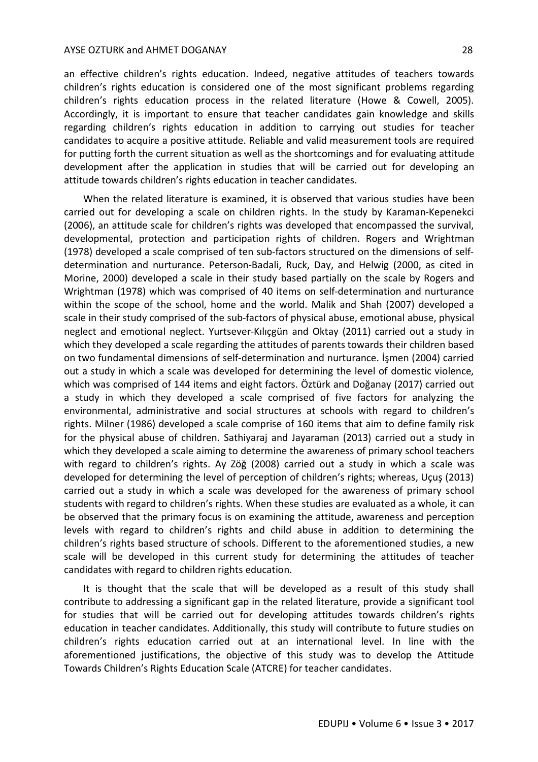an effective children's rights education. Indeed, negative attitudes of teachers towards children's rights education is considered one of the most significant problems regarding children's rights education process in the related literature (Howe & Cowell, 2005). Accordingly, it is important to ensure that teacher candidates gain knowledge and skills regarding children's rights education in addition to carrying out studies for teacher candidates to acquire a positive attitude. Reliable and valid measurement tools are required for putting forth the current situation as well as the shortcomings and for evaluating attitude development after the application in studies that will be carried out for developing an attitude towards children's rights education in teacher candidates.

When the related literature is examined, it is observed that various studies have been carried out for developing a scale on children rights. In the study by Karaman-Kepenekci (2006), an attitude scale for children's rights was developed that encompassed the survival, developmental, protection and participation rights of children. Rogers and Wrightman (1978) developed a scale comprised of ten sub-factors structured on the dimensions of self-determination and nurturance. Peterson-Badali, Ruck, Day, and Helwig (2000, as cited in Morine, 2000) developed a scale in their study based partially on the scale by Rogers and Wrightman (1978) which was comprised of 40 items on self-determination and nurturance within the scope of the school, home and the world. Malik and Shah (2007) developed a scale in their study comprised of the sub-factors of physical abuse, emotional abuse, physical neglect and emotional neglect. Yurtsever-Kılıçgün and Oktay (2011) carried out a study in which they developed a scale regarding the attitudes of parents towards their children based on two fundamental dimensions of self-determination and nurturance. İşmen (2004) carried out a study in which a scale was developed for determining the level of domestic violence, which was comprised of 144 items and eight factors. Öztürk and Doğanay (2017) carried out a study in which they developed a scale comprised of five factors for analyzing the environmental, administrative and social structures at schools with regard to children's rights. Milner (1986) developed a scale comprise of 160 items that aim to define family risk for the physical abuse of children. Sathiyaraj and Jayaraman (2013) carried out a study in which they developed a scale aiming to determine the awareness of primary school teachers with regard to children's rights. Ay Zöğ (2008) carried out a study in which a scale was developed for determining the level of perception of children's rights; whereas, Uçuş (2013) carried out a study in which a scale was developed for the awareness of primary school students with regard to children's rights. When these studies are evaluated as a whole, it can be observed that the primary focus is on examining the attitude, awareness and perception levels with regard to children's rights and child abuse in addition to determining the children's rights based structure of schools. Different to the aforementioned studies, a new scale will be developed in this current study for determining the attitudes of teacher candidates with regard to children rights education.

It is thought that the scale that will be developed as a result of this study shall contribute to addressing a significant gap in the related literature, provide a significant tool for studies that will be carried out for developing attitudes towards children's rights education in teacher candidates. Additionally, this study will contribute to future studies on children's rights education carried out at an international level. In line with the aforementioned justifications, the objective of this study was to develop the Attitude Towards Children's Rights Education Scale (ATCRE) for teacher candidates.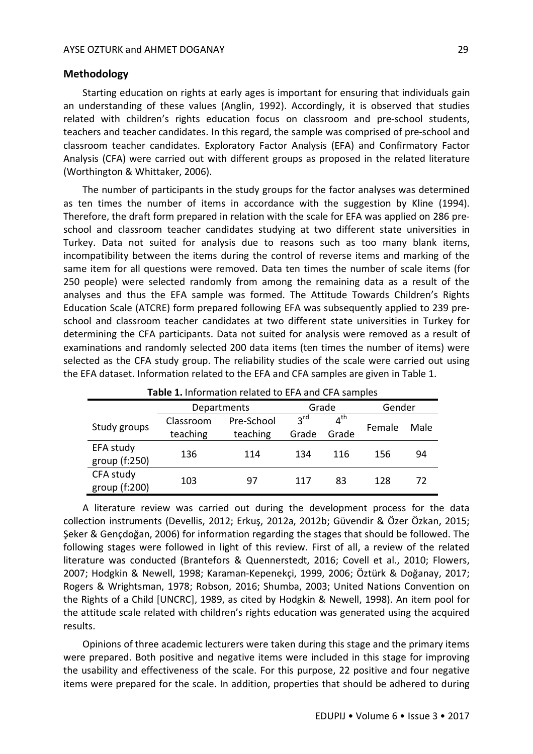## Methodology

Starting education on rights at early ages is important for ensuring that individuals gain an understanding of these values (Anglin, 1992). Accordingly, it is observed that studies related with children's rights education focus on classroom and pre-school students, teachers and teacher candidates. In this regard, the sample was comprised of pre-school and classroom teacher candidates. Exploratory Factor Analysis (EFA) and Confirmatory Factor Analysis (CFA) were carried out with different groups as proposed in the related literature (Worthington & Whittaker, 2006).

The number of participants in the study groups for the factor analyses was determined as ten times the number of items in accordance with the suggestion by Kline (1994). Therefore, the draft form prepared in relation with the scale for EFA was applied on 286 pre-school and classroom teacher candidates studying at two different state universities in Turkey. Data not suited for analysis due to reasons such as too many blank items, incompatibility between the items during the control of reverse items and marking of the same item for all questions were removed. Data ten times the number of scale items (for 250 people) were selected randomly from among the remaining data as a result of the analyses and thus the EFA sample was formed. The Attitude Towards Children's Rights Education Scale (ATCRE) form prepared following EFA was subsequently applied to 239 pre-school and classroom teacher candidates at two different state universities in Turkey for determining the CFA participants. Data not suited for analysis were removed as a result of examinations and randomly selected 200 data items (ten times the number of items) were selected as the CFA study group. The reliability studies of the scale were carried out using the EFA dataset. Information related to the EFA and CFA samples are given in Table 1.

**Table 1.** Information related to EFA and CFA samples

| Study groups | Departments | | Grade | | Gender | |
|---|---|---|---|---|---|---|
| | Classroom teaching | Pre-School teaching | 3rd Grade | 4th Grade | Female | Male |
| EFA study group (f:250) | 136 | 114 | 134 | 116 | 156 | 94 |
| CFA study group (f:200) | 103 | 97 | 117 | 83 | 128 | 72 |

A literature review was carried out during the development process for the data collection instruments (Devellis, 2012; Erkuş, 2012a, 2012b; Güvendir & Özer Özkan, 2015; Şeker & Gençdoğan, 2006) for information regarding the stages that should be followed. The following stages were followed in light of this review. First of all, a review of the related literature was conducted (Brantefors & Quennerstedt, 2016; Covell et al., 2010; Flowers, 2007; Hodgkin & Newell, 1998; Karaman-Kepenekçi, 1999, 2006; Öztürk & Doğanay, 2017; Rogers & Wrightsman, 1978; Robson, 2016; Shumba, 2003; United Nations Convention on the Rights of a Child [UNCRC], 1989, as cited by Hodgkin & Newell, 1998). An item pool for the attitude scale related with children's rights education was generated using the acquired results.

Opinions of three academic lecturers were taken during this stage and the primary items were prepared. Both positive and negative items were included in this stage for improving the usability and effectiveness of the scale. For this purpose, 22 positive and four negative items were prepared for the scale. In addition, properties that should be adhered to during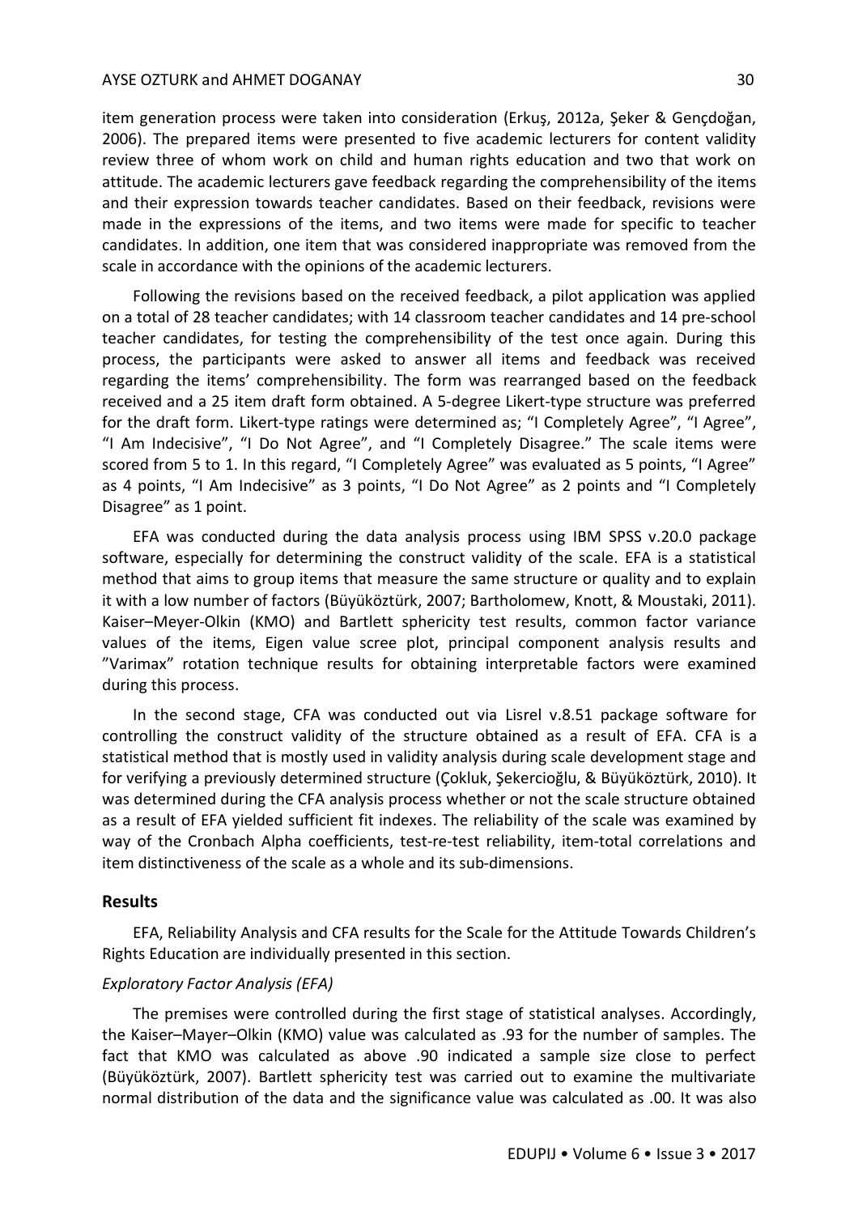item generation process were taken into consideration (Erkuş, 2012a, Şeker & Gençdoğan, 2006). The prepared items were presented to five academic lecturers for content validity review three of whom work on child and human rights education and two that work on attitude. The academic lecturers gave feedback regarding the comprehensibility of the items and their expression towards teacher candidates. Based on their feedback, revisions were made in the expressions of the items, and two items were made for specific to teacher candidates. In addition, one item that was considered inappropriate was removed from the scale in accordance with the opinions of the academic lecturers.

Following the revisions based on the received feedback, a pilot application was applied on a total of 28 teacher candidates; with 14 classroom teacher candidates and 14 pre-school teacher candidates, for testing the comprehensibility of the test once again. During this process, the participants were asked to answer all items and feedback was received regarding the items' comprehensibility. The form was rearranged based on the feedback received and a 25 item draft form obtained. A 5-degree Likert-type structure was preferred for the draft form. Likert-type ratings were determined as; "I Completely Agree", "I Agree", "I Am Indecisive", "I Do Not Agree", and "I Completely Disagree." The scale items were scored from 5 to 1. In this regard, "I Completely Agree" was evaluated as 5 points, "I Agree" as 4 points, "I Am Indecisive" as 3 points, "I Do Not Agree" as 2 points and "I Completely Disagree" as 1 point.

EFA was conducted during the data analysis process using IBM SPSS v.20.0 package software, especially for determining the construct validity of the scale. EFA is a statistical method that aims to group items that measure the same structure or quality and to explain it with a low number of factors (Büyüköztürk, 2007; Bartholomew, Knott, & Moustaki, 2011). Kaiser–Meyer-Olkin (KMO) and Bartlett sphericity test results, common factor variance values of the items, Eigen value scree plot, principal component analysis results and "Varimax" rotation technique results for obtaining interpretable factors were examined during this process.

In the second stage, CFA was conducted out via Lisrel v.8.51 package software for controlling the construct validity of the structure obtained as a result of EFA. CFA is a statistical method that is mostly used in validity analysis during scale development stage and for verifying a previously determined structure (Çokluk, Şekercioğlu, & Büyüköztürk, 2010). It was determined during the CFA analysis process whether or not the scale structure obtained as a result of EFA yielded sufficient fit indexes. The reliability of the scale was examined by way of the Cronbach Alpha coefficients, test-re-test reliability, item-total correlations and item distinctiveness of the scale as a whole and its sub-dimensions.

## Results

EFA, Reliability Analysis and CFA results for the Scale for the Attitude Towards Children's Rights Education are individually presented in this section.

### *Exploratory Factor Analysis (EFA)*

The premises were controlled during the first stage of statistical analyses. Accordingly, the Kaiser–Mayer–Olkin (KMO) value was calculated as .93 for the number of samples. The fact that KMO was calculated as above .90 indicated a sample size close to perfect (Büyüköztürk, 2007). Bartlett sphericity test was carried out to examine the multivariate normal distribution of the data and the significance value was calculated as .00. It was also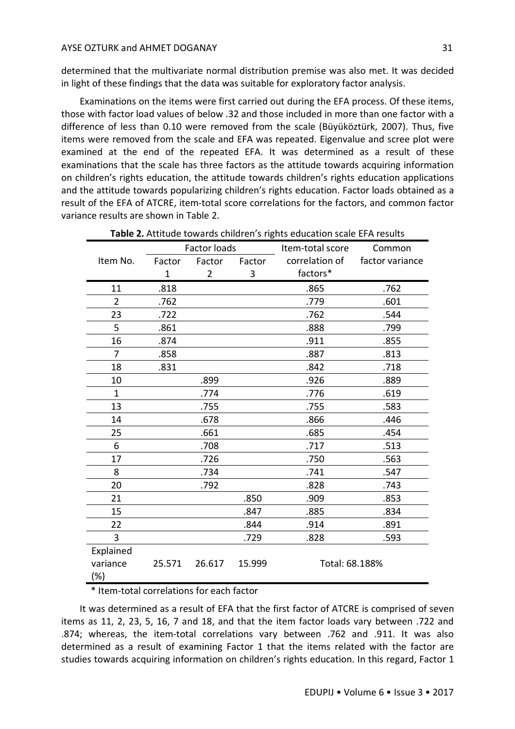determined that the multivariate normal distribution premise was also met. It was decided in light of these findings that the data was suitable for exploratory factor analysis.

Examinations on the items were first carried out during the EFA process. Of these items, those with factor load values of below .32 and those included in more than one factor with a difference of less than 0.10 were removed from the scale (Büyüköztürk, 2007). Thus, five items were removed from the scale and EFA was repeated. Eigenvalue and scree plot were examined at the end of the repeated EFA. It was determined as a result of these examinations that the scale has three factors as the attitude towards acquiring information on children's rights education, the attitude towards children's rights education applications and the attitude towards popularizing children's rights education. Factor loads obtained as a result of the EFA of ATCRE, item-total score correlations for the factors, and common factor variance results are shown in Table 2.

**Table 2.** Attitude towards children's rights education scale EFA results

| Item No. | Factor loads | | | Item-total score correlation of factors* | Common factor variance |
|---|---|---|---|---|---|
| | Factor 1 | Factor 2 | Factor 3 | | |
| 11 | .818 | | | .865 | .762 |
| 2 | .762 | | | .779 | .601 |
| 23 | .722 | | | .762 | .544 |
| 5 | .861 | | | .888 | .799 |
| 16 | .874 | | | .911 | .855 |
| 7 | .858 | | | .887 | .813 |
| 18 | .831 | | | .842 | .718 |
| 10 | | .899 | | .926 | .889 |
| 1 | | .774 | | .776 | .619 |
| 13 | | .755 | | .755 | .583 |
| 14 | | .678 | | .866 | .446 |
| 25 | | .661 | | .685 | .454 |
| 6 | | .708 | | .717 | .513 |
| 17 | | .726 | | .750 | .563 |
| 8 | | .734 | | .741 | .547 |
| 20 | | .792 | | .828 | .743 |
| 21 | | | .850 | .909 | .853 |
| 15 | | | .847 | .885 | .834 |
| 22 | | | .844 | .914 | .891 |
| 3 | | | .729 | .828 | .593 |
| Explained variance (%) | 25.571 | 26.617 | 15.999 | Total: 68.188% | |

\* Item-total correlations for each factor

It was determined as a result of EFA that the first factor of ATCRE is comprised of seven items as 11, 2, 23, 5, 16, 7 and 18, and that the item factor loads vary between .722 and .874; whereas, the item-total correlations vary between .762 and .911. It was also determined as a result of examining Factor 1 that the items related with the factor are studies towards acquiring information on children's rights education. In this regard, Factor 1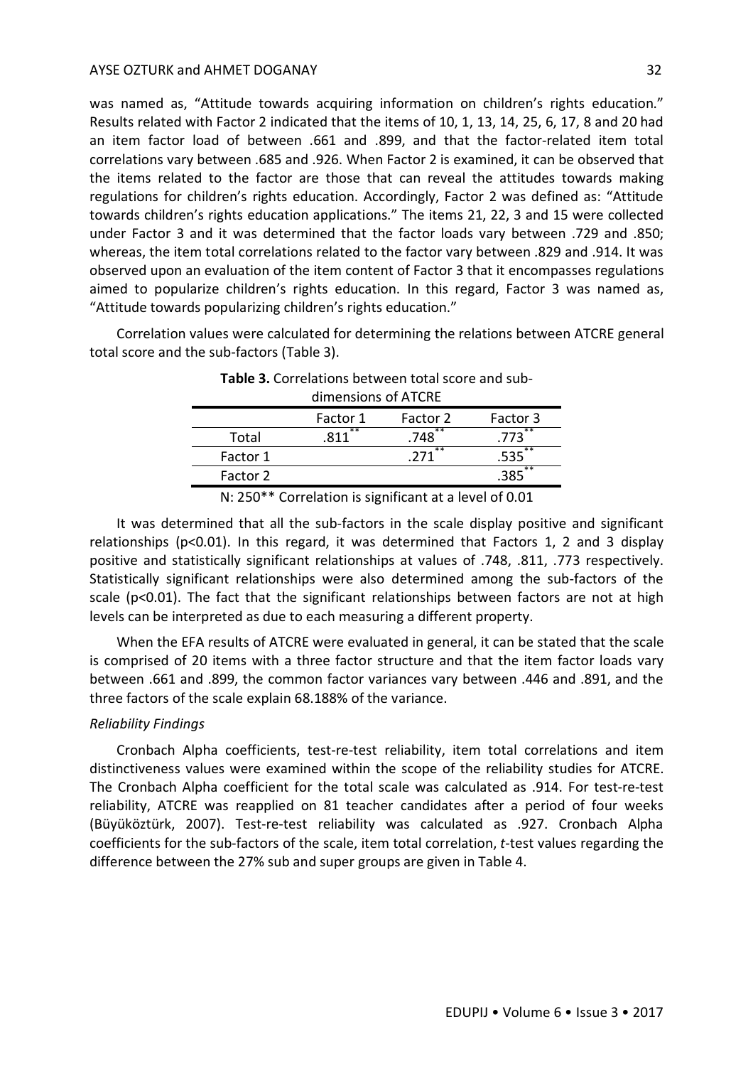was named as, "Attitude towards acquiring information on children's rights education." Results related with Factor 2 indicated that the items of 10, 1, 13, 14, 25, 6, 17, 8 and 20 had an item factor load of between .661 and .899, and that the factor-related item total correlations vary between .685 and .926. When Factor 2 is examined, it can be observed that the items related to the factor are those that can reveal the attitudes towards making regulations for children's rights education. Accordingly, Factor 2 was defined as: "Attitude towards children's rights education applications." The items 21, 22, 3 and 15 were collected under Factor 3 and it was determined that the factor loads vary between .729 and .850; whereas, the item total correlations related to the factor vary between .829 and .914. It was observed upon an evaluation of the item content of Factor 3 that it encompasses regulations aimed to popularize children's rights education. In this regard, Factor 3 was named as, "Attitude towards popularizing children's rights education."

Correlation values were calculated for determining the relations between ATCRE general total score and the sub-factors (Table 3).

**Table 3.** Correlations between total score and sub-dimensions of ATCRE

| | Factor 1 | Factor 2 | Factor 3 |
|---|---|---|---|
| Total | .811** | .748** | .773** |
| Factor 1 | | .271** | .535** |
| Factor 2 | | | .385** |

N: 250** Correlation is significant at a level of 0.01

It was determined that all the sub-factors in the scale display positive and significant relationships ($p<0.01$). In this regard, it was determined that Factors 1, 2 and 3 display positive and statistically significant relationships at values of .748, .811, .773 respectively. Statistically significant relationships were also determined among the sub-factors of the scale ($p<0.01$). The fact that the significant relationships between factors are not at high levels can be interpreted as due to each measuring a different property.

When the EFA results of ATCRE were evaluated in general, it can be stated that the scale is comprised of 20 items with a three factor structure and that the item factor loads vary between .661 and .899, the common factor variances vary between .446 and .891, and the three factors of the scale explain 68.188% of the variance.

*Reliability Findings*

Cronbach Alpha coefficients, test-re-test reliability, item total correlations and item distinctiveness values were examined within the scope of the reliability studies for ATCRE. The Cronbach Alpha coefficient for the total scale was calculated as .914. For test-re-test reliability, ATCRE was reapplied on 81 teacher candidates after a period of four weeks (Büyüköztürk, 2007). Test-re-test reliability was calculated as .927. Cronbach Alpha coefficients for the sub-factors of the scale, item total correlation, *t*-test values regarding the difference between the 27% sub and super groups are given in Table 4.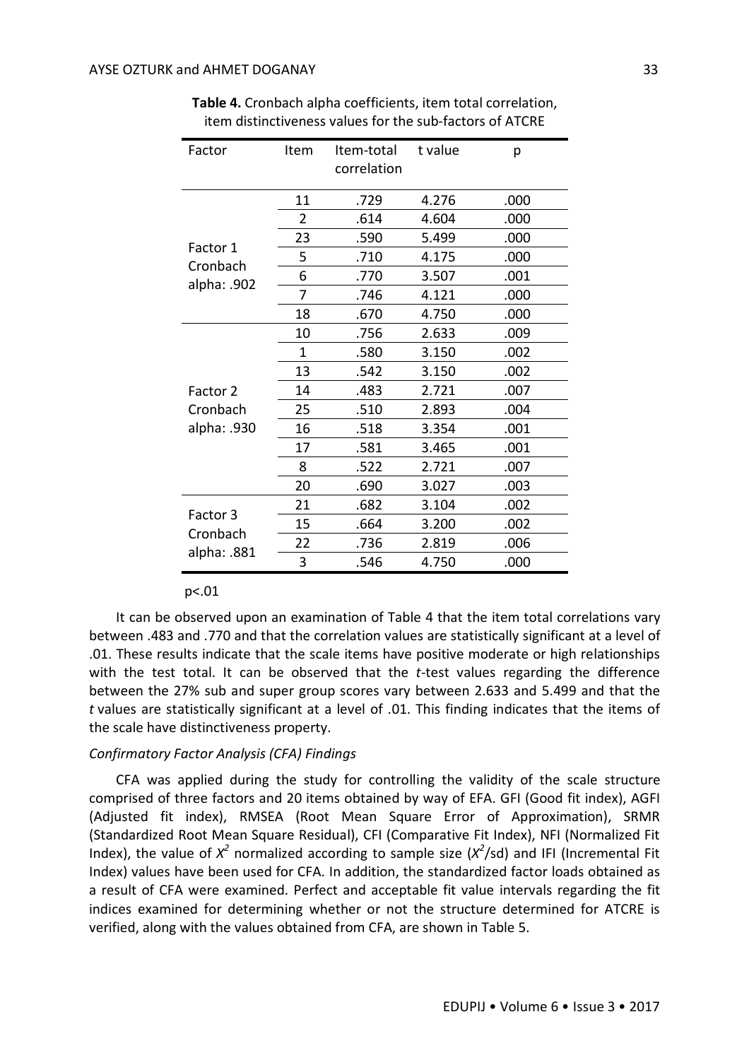**Table 4.** Cronbach alpha coefficients, item total correlation, item distinctiveness values for the sub-factors of ATCRE

| Factor | Item | Item-total correlation | t value | p |
|---|---|---|---|---|
| Factor 1 Cronbach alpha: .902 | 11 | .729 | 4.276 | .000 |
| | 2 | .614 | 4.604 | .000 |
| | 23 | .590 | 5.499 | .000 |
| | 5 | .710 | 4.175 | .000 |
| | 6 | .770 | 3.507 | .001 |
| | 7 | .746 | 4.121 | .000 |
| | 18 | .670 | 4.750 | .000 |
| Factor 2 Cronbach alpha: .930 | 10 | .756 | 2.633 | .009 |
| | 1 | .580 | 3.150 | .002 |
| | 13 | .542 | 3.150 | .002 |
| | 14 | .483 | 2.721 | .007 |
| | 25 | .510 | 2.893 | .004 |
| | 16 | .518 | 3.354 | .001 |
| | 17 | .581 | 3.465 | .001 |
| | 8 | .522 | 2.721 | .007 |
| | 20 | .690 | 3.027 | .003 |
| Factor 3 Cronbach alpha: .881 | 21 | .682 | 3.104 | .002 |
| | 15 | .664 | 3.200 | .002 |
| | 22 | .736 | 2.819 | .006 |
| | 3 | .546 | 4.750 | .000 |

$p<.01$

It can be observed upon an examination of Table 4 that the item total correlations vary between .483 and .770 and that the correlation values are statistically significant at a level of .01. These results indicate that the scale items have positive moderate or high relationships with the test total. It can be observed that the *t*-test values regarding the difference between the 27% sub and super group scores vary between 2.633 and 5.499 and that the *t* values are statistically significant at a level of .01. This finding indicates that the items of the scale have distinctiveness property.

*Confirmatory Factor Analysis (CFA) Findings*

CFA was applied during the study for controlling the validity of the scale structure comprised of three factors and 20 items obtained by way of EFA. GFI (Good fit index), AGFI (Adjusted fit index), RMSEA (Root Mean Square Error of Approximation), SRMR (Standardized Root Mean Square Residual), CFI (Comparative Fit Index), NFI (Normalized Fit Index), the value of $X^2$ normalized according to sample size ($X^2$/sd) and IFI (Incremental Fit Index) values have been used for CFA. In addition, the standardized factor loads obtained as a result of CFA were examined. Perfect and acceptable fit value intervals regarding the fit indices examined for determining whether or not the structure determined for ATCRE is verified, along with the values obtained from CFA, are shown in Table 5.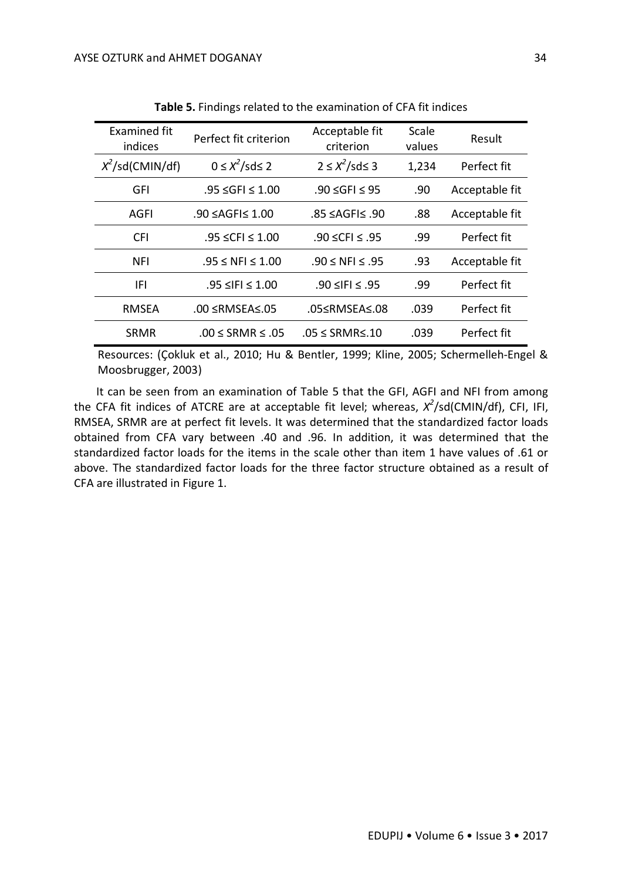**Table 5.** Findings related to the examination of CFA fit indices

| Examined fit indices | Perfect fit criterion | Acceptable fit criterion | Scale values | Result |
|---|---|---|---|---|
| $X^2$/sd(CMIN/df) | $0 \leq X^2/sd \leq 2$ | $2 \leq X^2/sd \leq 3$ | 1,234 | Perfect fit |
| GFI | .95 ≤GFI ≤ 1.00 | .90 ≤GFI ≤ 95 | .90 | Acceptable fit |
| AGFI | .90 ≤AGFI≤ 1.00 | .85 ≤AGFI≤ .90 | .88 | Acceptable fit |
| CFI | .95 ≤CFI ≤ 1.00 | .90 ≤CFI ≤ .95 | .99 | Perfect fit |
| NFI | .95 ≤ NFI ≤ 1.00 | .90 ≤ NFI ≤ .95 | .93 | Acceptable fit |
| IFI | .95 ≤IFI ≤ 1.00 | .90 ≤IFI ≤ .95 | .99 | Perfect fit |
| RMSEA | .00 ≤RMSEA≤.05 | .05≤RMSEA≤.08 | .039 | Perfect fit |
| SRMR | .00 ≤ SRMR ≤ .05 | .05 ≤ SRMR≤.10 | .039 | Perfect fit |

Resources: (Çokluk et al., 2010; Hu & Bentler, 1999; Kline, 2005; Schermelleh-Engel & Moosbrugger, 2003)

It can be seen from an examination of Table 5 that the GFI, AGFI and NFI from among the CFA fit indices of ATCRE are at acceptable fit level; whereas, $X^2$/sd(CMIN/df), CFI, IFI, RMSEA, SRMR are at perfect fit levels. It was determined that the standardized factor loads obtained from CFA vary between .40 and .96. In addition, it was determined that the standardized factor loads for the items in the scale other than item 1 have values of .61 or above. The standardized factor loads for the three factor structure obtained as a result of CFA are illustrated in Figure 1.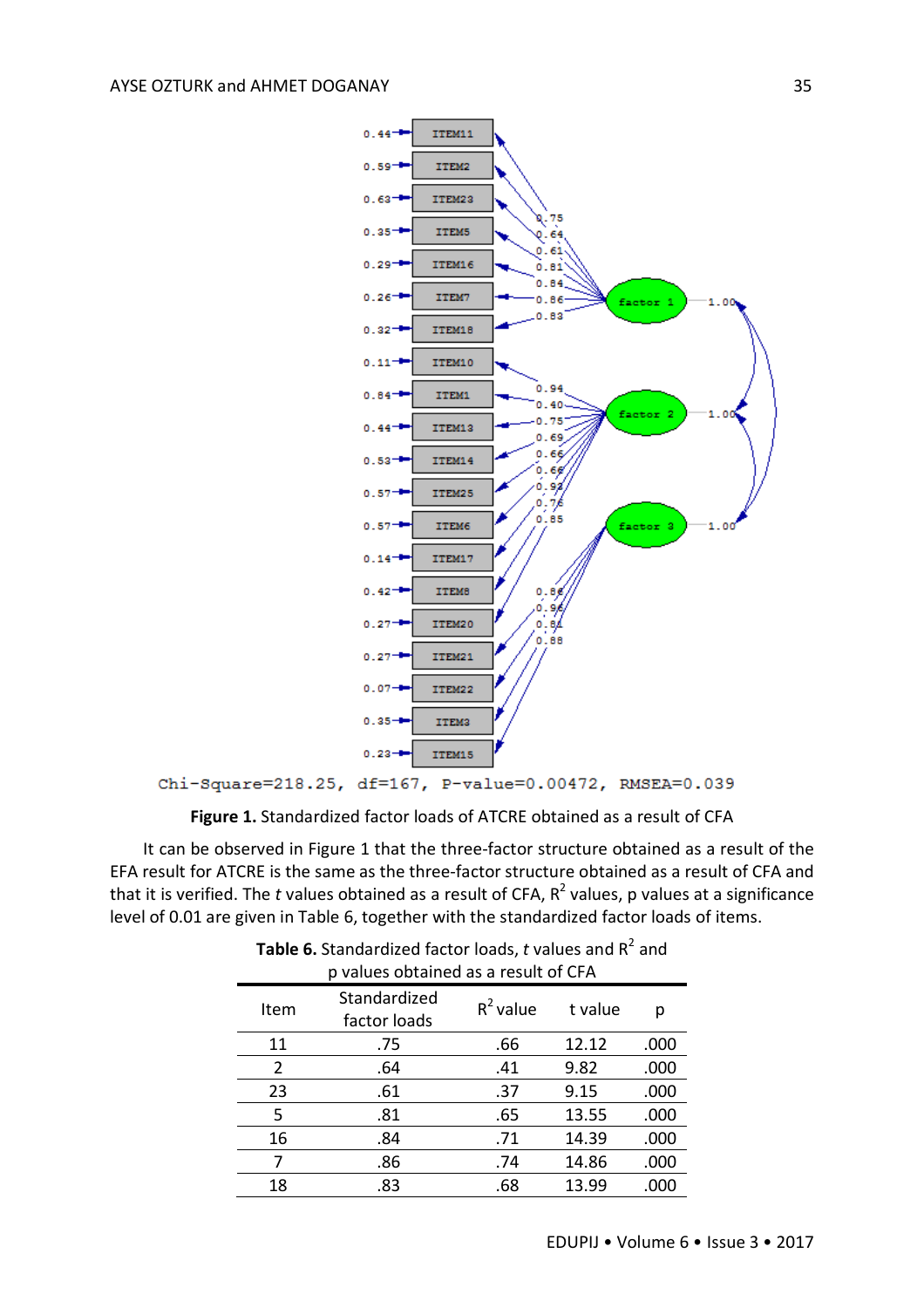Chi-Square=218.25, df=167, P-value=0.00472, RMSEA=0.039

**Figure 1.** Standardized factor loads of ATCRE obtained as a result of CFA

It can be observed in Figure 1 that the three-factor structure obtained as a result of the EFA result for ATCRE is the same as the three-factor structure obtained as a result of CFA and that it is verified. The *t* values obtained as a result of CFA, $R^2$ values, p values at a significance level of 0.01 are given in Table 6, together with the standardized factor loads of items.

**Table 6.** Standardized factor loads, *t* values and $R^2$ and p values obtained as a result of CFA

| Item | Standardized factor loads | $R^2$ value | t value | p |
|---|---|---|---|---|
| 11 | .75 | .66 | 12.12 | .000 |
| 2 | .64 | .41 | 9.82 | .000 |
| 23 | .61 | .37 | 9.15 | .000 |
| 5 | .81 | .65 | 13.55 | .000 |
| 16 | .84 | .71 | 14.39 | .000 |
| 7 | .86 | .74 | 14.86 | .000 |
| 18 | .83 | .68 | 13.99 | .000 |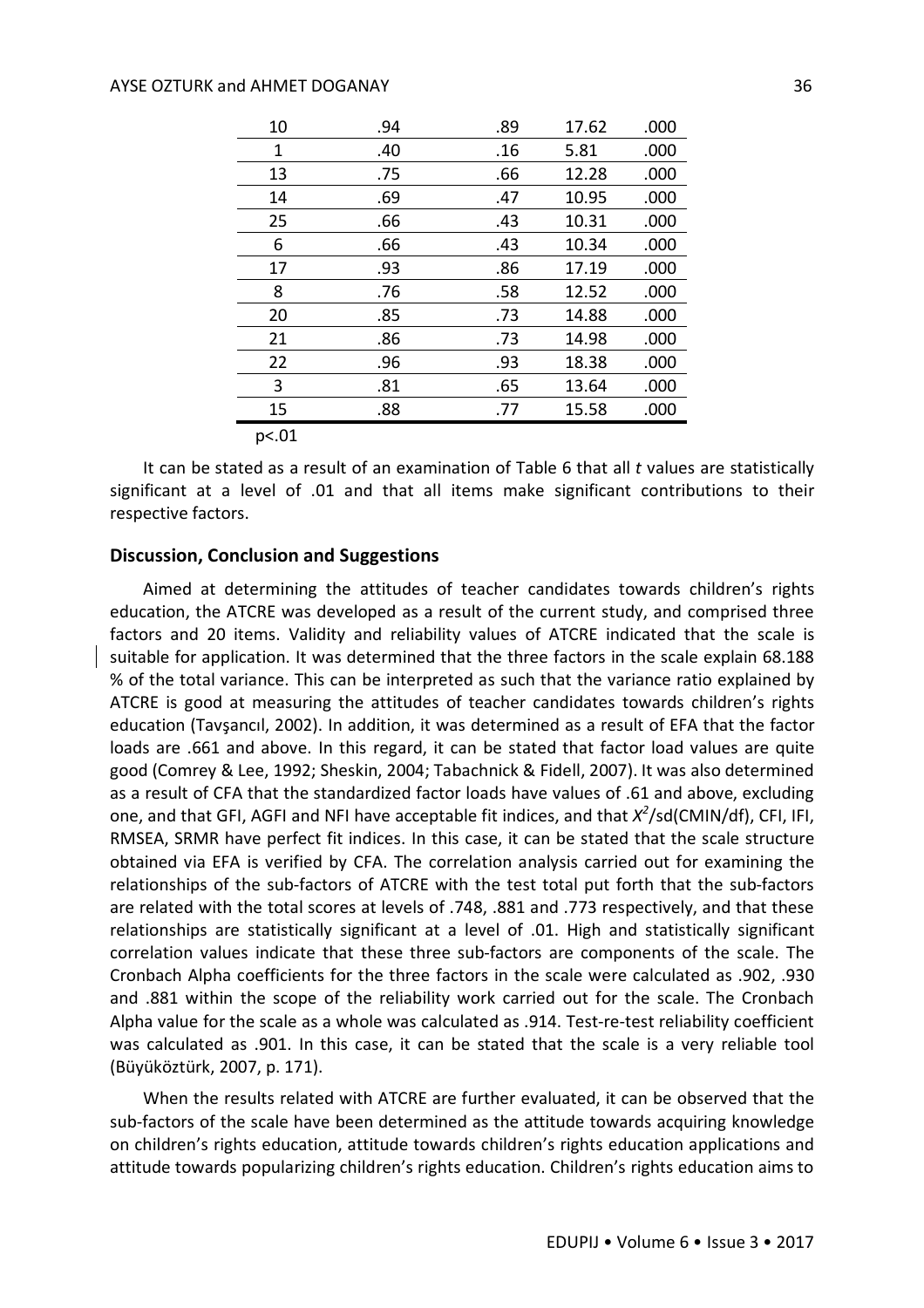| 10 | .94 | .89 | 17.62 | .000 |
|---|---|---|---|---|
| 1 | .40 | .16 | 5.81 | .000 |
| 13 | .75 | .66 | 12.28 | .000 |
| 14 | .69 | .47 | 10.95 | .000 |
| 25 | .66 | .43 | 10.31 | .000 |
| 6 | .66 | .43 | 10.34 | .000 |
| 17 | .93 | .86 | 17.19 | .000 |
| 8 | .76 | .58 | 12.52 | .000 |
| 20 | .85 | .73 | 14.88 | .000 |
| 21 | .86 | .73 | 14.98 | .000 |
| 22 | .96 | .93 | 18.38 | .000 |
| 3 | .81 | .65 | 13.64 | .000 |
| 15 | .88 | .77 | 15.58 | .000 |

$p<.01$

It can be stated as a result of an examination of Table 6 that all *t* values are statistically significant at a level of .01 and that all items make significant contributions to their respective factors.

## Discussion, Conclusion and Suggestions

Aimed at determining the attitudes of teacher candidates towards children's rights education, the ATCRE was developed as a result of the current study, and comprised three factors and 20 items. Validity and reliability values of ATCRE indicated that the scale is suitable for application. It was determined that the three factors in the scale explain 68.188 % of the total variance. This can be interpreted as such that the variance ratio explained by ATCRE is good at measuring the attitudes of teacher candidates towards children's rights education (Tavşancıl, 2002). In addition, it was determined as a result of EFA that the factor loads are .661 and above. In this regard, it can be stated that factor load values are quite good (Comrey & Lee, 1992; Sheskin, 2004; Tabachnick & Fidell, 2007). It was also determined as a result of CFA that the standardized factor loads have values of .61 and above, excluding one, and that GFI, AGFI and NFI have acceptable fit indices, and that $X^2$/sd(CMIN/df), CFI, IFI, RMSEA, SRMR have perfect fit indices. In this case, it can be stated that the scale structure obtained via EFA is verified by CFA. The correlation analysis carried out for examining the relationships of the sub-factors of ATCRE with the test total put forth that the sub-factors are related with the total scores at levels of .748, .881 and .773 respectively, and that these relationships are statistically significant at a level of .01. High and statistically significant correlation values indicate that these three sub-factors are components of the scale. The Cronbach Alpha coefficients for the three factors in the scale were calculated as .902, .930 and .881 within the scope of the reliability work carried out for the scale. The Cronbach Alpha value for the scale as a whole was calculated as .914. Test-re-test reliability coefficient was calculated as .901. In this case, it can be stated that the scale is a very reliable tool (Büyüköztürk, 2007, p. 171).

When the results related with ATCRE are further evaluated, it can be observed that the sub-factors of the scale have been determined as the attitude towards acquiring knowledge on children's rights education, attitude towards children's rights education applications and attitude towards popularizing children's rights education. Children's rights education aims to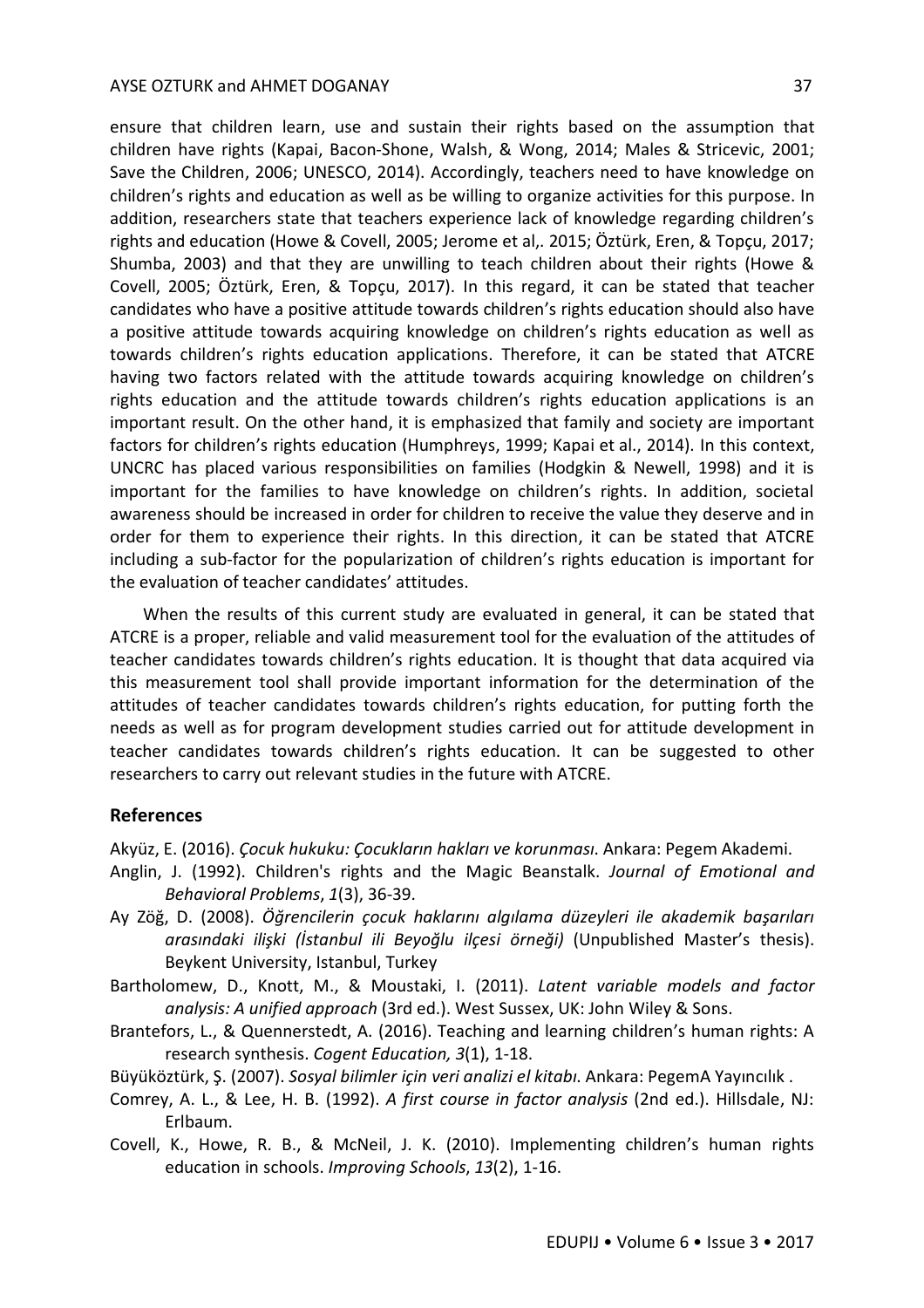ensure that children learn, use and sustain their rights based on the assumption that children have rights (Kapai, Bacon-Shone, Walsh, & Wong, 2014; Males & Stricevic, 2001; Save the Children, 2006; UNESCO, 2014). Accordingly, teachers need to have knowledge on children's rights and education as well as be willing to organize activities for this purpose. In addition, researchers state that teachers experience lack of knowledge regarding children's rights and education (Howe & Covell, 2005; Jerome et al,. 2015; Öztürk, Eren, & Topçu, 2017; Shumba, 2003) and that they are unwilling to teach children about their rights (Howe & Covell, 2005; Öztürk, Eren, & Topçu, 2017). In this regard, it can be stated that teacher candidates who have a positive attitude towards children's rights education should also have a positive attitude towards acquiring knowledge on children's rights education as well as towards children's rights education applications. Therefore, it can be stated that ATCRE having two factors related with the attitude towards acquiring knowledge on children's rights education and the attitude towards children's rights education applications is an important result. On the other hand, it is emphasized that family and society are important factors for children's rights education (Humphreys, 1999; Kapai et al., 2014). In this context, UNCRC has placed various responsibilities on families (Hodgkin & Newell, 1998) and it is important for the families to have knowledge on children's rights. In addition, societal awareness should be increased in order for children to receive the value they deserve and in order for them to experience their rights. In this direction, it can be stated that ATCRE including a sub-factor for the popularization of children's rights education is important for the evaluation of teacher candidates' attitudes.

When the results of this current study are evaluated in general, it can be stated that ATCRE is a proper, reliable and valid measurement tool for the evaluation of the attitudes of teacher candidates towards children's rights education. It is thought that data acquired via this measurement tool shall provide important information for the determination of the attitudes of teacher candidates towards children's rights education, for putting forth the needs as well as for program development studies carried out for attitude development in teacher candidates towards children's rights education. It can be suggested to other researchers to carry out relevant studies in the future with ATCRE.

## References

Akyüz, E. (2016). *Çocuk hukuku: Çocukların hakları ve korunması*. Ankara: Pegem Akademi.

Anglin, J. (1992). Children's rights and the Magic Beanstalk. *Journal of Emotional and Behavioral Problems*, *1*(3), 36-39.

Ay Zöğ, D. (2008). *Öğrencilerin çocuk haklarını algılama düzeyleri ile akademik başarıları arasındaki ilişki (İstanbul ili Beyoğlu ilçesi örneği)* (Unpublished Master's thesis). Beykent University, Istanbul, Turkey

Bartholomew, D., Knott, M., & Moustaki, I. (2011). *Latent variable models and factor analysis: A unified approach* (3rd ed.). West Sussex, UK: John Wiley & Sons.

Brantefors, L., & Quennerstedt, A. (2016). Teaching and learning children's human rights: A research synthesis. *Cogent Education, 3*(1), 1-18.

Büyüköztürk, Ş. (2007). *Sosyal bilimler için veri analizi el kitabı*. Ankara: PegemA Yayıncılık .

Comrey, A. L., & Lee, H. B. (1992). *A first course in factor analysis* (2nd ed.). Hillsdale, NJ: Erlbaum.

Covell, K., Howe, R. B., & McNeil, J. K. (2010). Implementing children's human rights education in schools. *Improving Schools*, *13*(2), 1-16.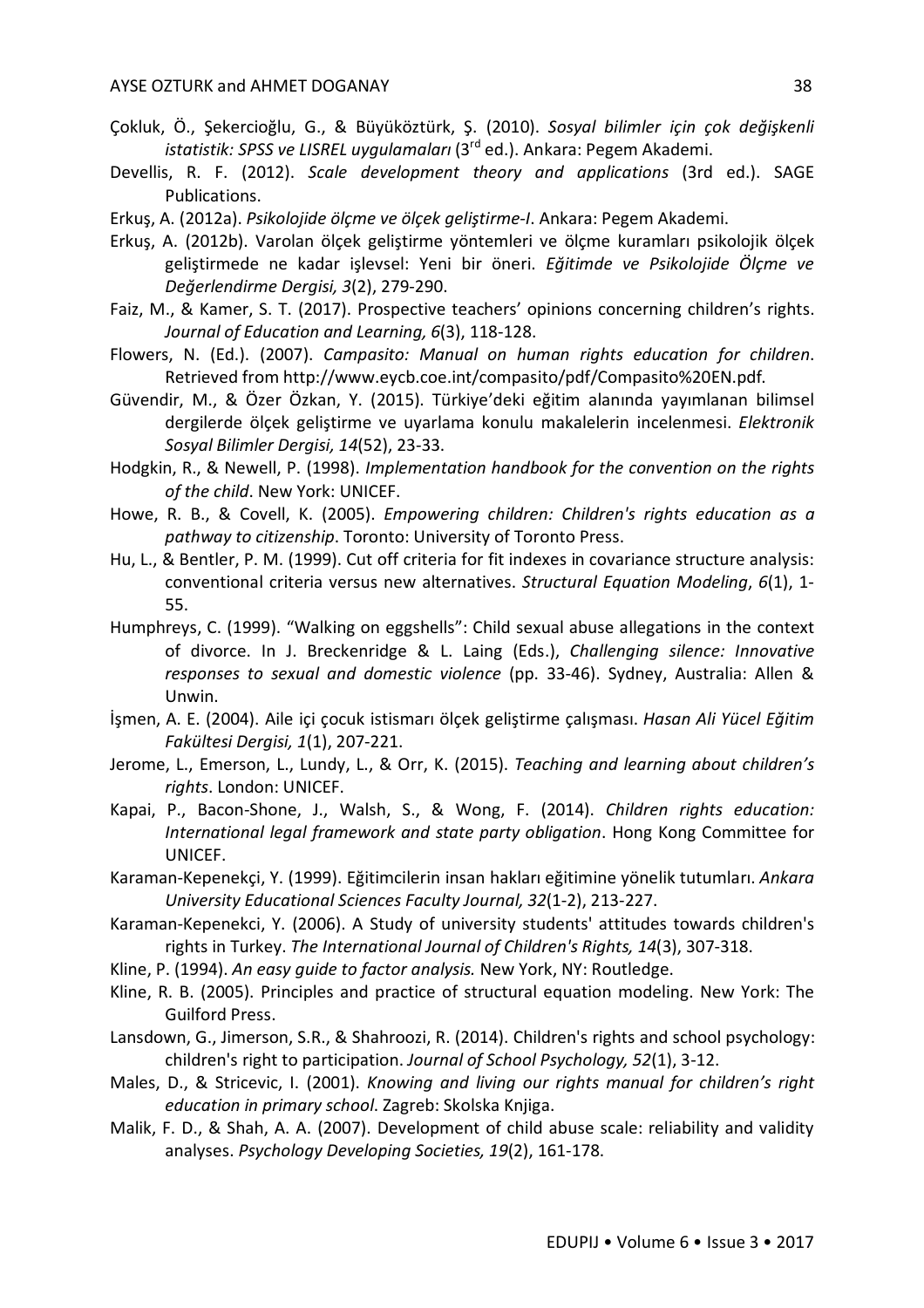Çokluk, Ö., Şekercioğlu, G., & Büyüköztürk, Ş. (2010). *Sosyal bilimler için çok değişkenli istatistik: SPSS ve LISREL uygulamaları* (3rd ed.). Ankara: Pegem Akademi.

Devellis, R. F. (2012). *Scale development theory and applications* (3rd ed.). SAGE Publications.

Erkuş, A. (2012a). *Psikolojide ölçme ve ölçek geliştirme-I*. Ankara: Pegem Akademi.

Erkuş, A. (2012b). Varolan ölçek geliştirme yöntemleri ve ölçme kuramları psikolojik ölçek geliştirmede ne kadar işlevsel: Yeni bir öneri. *Eğitimde ve Psikolojide Ölçme ve Değerlendirme Dergisi, 3*(2), 279-290.

Faiz, M., & Kamer, S. T. (2017). Prospective teachers' opinions concerning children's rights. *Journal of Education and Learning, 6*(3), 118-128.

Flowers, N. (Ed.). (2007). *Campasito: Manual on human rights education for children*. Retrieved from http://www.eycb.coe.int/compasito/pdf/Compasito%20EN.pdf.

Güvendir, M., & Özer Özkan, Y. (2015). Türkiye'deki eğitim alanında yayımlanan bilimsel dergilerde ölçek geliştirme ve uyarlama konulu makalelerin incelenmesi. *Elektronik Sosyal Bilimler Dergisi, 14*(52), 23-33.

Hodgkin, R., & Newell, P. (1998). *Implementation handbook for the convention on the rights of the child*. New York: UNICEF.

Howe, R. B., & Covell, K. (2005). *Empowering children: Children's rights education as a pathway to citizenship*. Toronto: University of Toronto Press.

Hu, L., & Bentler, P. M. (1999). Cut off criteria for fit indexes in covariance structure analysis: conventional criteria versus new alternatives. *Structural Equation Modeling*, *6*(1), 1-55.

Humphreys, C. (1999). "Walking on eggshells": Child sexual abuse allegations in the context of divorce. In J. Breckenridge & L. Laing (Eds.), *Challenging silence: Innovative responses to sexual and domestic violence* (pp. 33-46). Sydney, Australia: Allen & Unwin.

İşmen, A. E. (2004). Aile içi çocuk istismarı ölçek geliştirme çalışması. *Hasan Ali Yücel Eğitim Fakültesi Dergisi, 1*(1), 207-221.

Jerome, L., Emerson, L., Lundy, L., & Orr, K. (2015). *Teaching and learning about children's rights*. London: UNICEF.

Kapai, P., Bacon-Shone, J., Walsh, S., & Wong, F. (2014). *Children rights education: International legal framework and state party obligation*. Hong Kong Committee for UNICEF.

Karaman-Kepenekçi, Y. (1999). Eğitimcilerin insan hakları eğitimine yönelik tutumları. *Ankara University Educational Sciences Faculty Journal, 32*(1-2), 213-227.

Karaman-Kepenekci, Y. (2006). A Study of university students' attitudes towards children's rights in Turkey. *The International Journal of Children's Rights, 14*(3), 307-318.

Kline, P. (1994). *An easy guide to factor analysis.* New York, NY: Routledge.

Kline, R. B. (2005). Principles and practice of structural equation modeling. New York: The Guilford Press.

Lansdown, G., Jimerson, S.R., & Shahroozi, R. (2014). Children's rights and school psychology: children's right to participation. *Journal of School Psychology, 52*(1), 3-12.

Males, D., & Stricevic, I. (2001). *Knowing and living our rights manual for children's right education in primary school*. Zagreb: Skolska Knjiga.

Malik, F. D., & Shah, A. A. (2007). Development of child abuse scale: reliability and validity analyses. *Psychology Developing Societies, 19*(2), 161-178.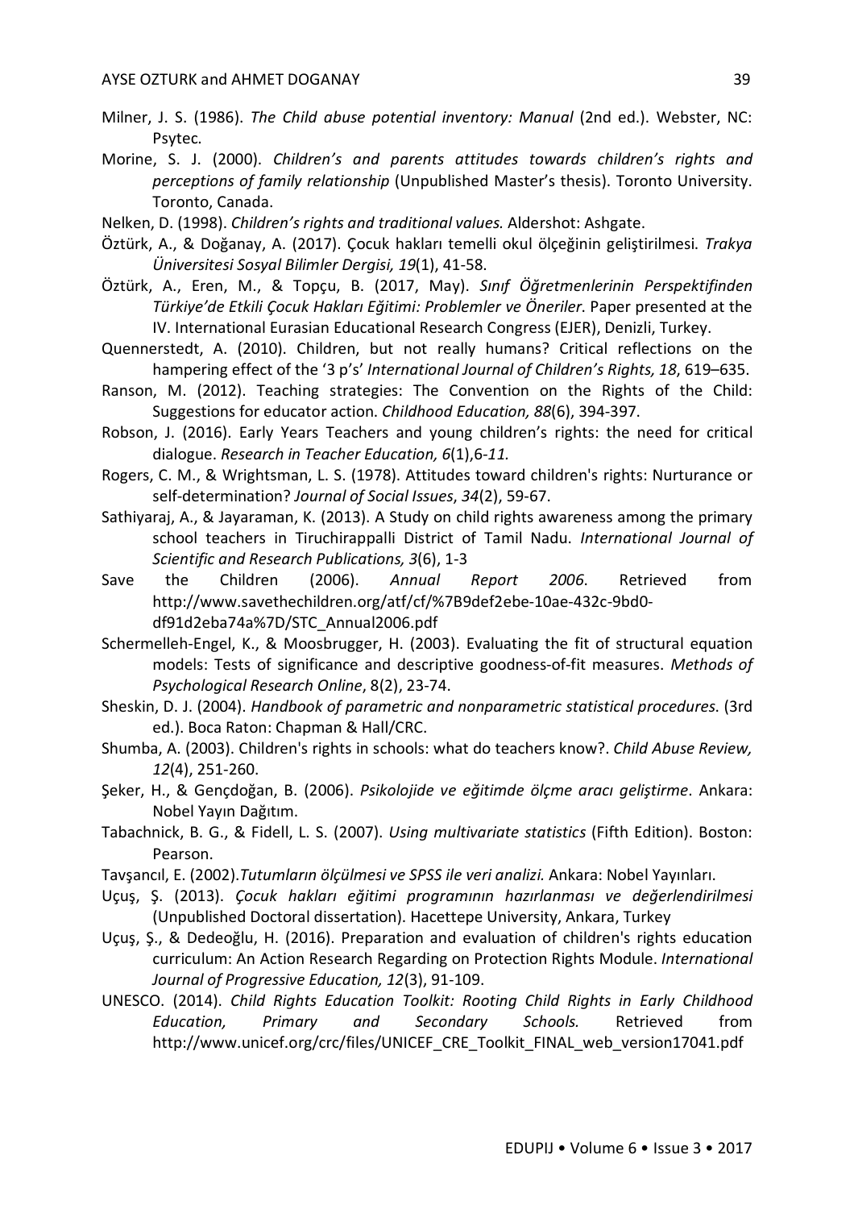Milner, J. S. (1986). *The Child abuse potential inventory: Manual* (2nd ed.). Webster, NC: Psytec.

Morine, S. J. (2000). *Children's and parents attitudes towards children's rights and perceptions of family relationship* (Unpublished Master's thesis). Toronto University. Toronto, Canada.

Nelken, D. (1998). *Children's rights and traditional values.* Aldershot: Ashgate.

Öztürk, A., & Doğanay, A. (2017). Çocuk hakları temelli okul ölçeğinin geliştirilmesi. *Trakya Üniversitesi Sosyal Bilimler Dergisi, 19*(1), 41-58.

Öztürk, A., Eren, M., & Topçu, B. (2017, May). *Sınıf Öğretmenlerinin Perspektifinden Türkiye'de Etkili Çocuk Hakları Eğitimi: Problemler ve Öneriler*. Paper presented at the IV. International Eurasian Educational Research Congress (EJER), Denizli, Turkey.

Quennerstedt, A. (2010). Children, but not really humans? Critical reflections on the hampering effect of the '3 p's' *International Journal of Children's Rights, 18*, 619–635.

Ranson, M. (2012). Teaching strategies: The Convention on the Rights of the Child: Suggestions for educator action. *Childhood Education, 88*(6), 394-397.

Robson, J. (2016). Early Years Teachers and young children's rights: the need for critical dialogue. *Research in Teacher Education, 6*(1),6-*11.*

Rogers, C. M., & Wrightsman, L. S. (1978). Attitudes toward children's rights: Nurturance or self-determination? *Journal of Social Issues*, *34*(2), 59-67.

Sathiyaraj, A., & Jayaraman, K. (2013). A Study on child rights awareness among the primary school teachers in Tiruchirappalli District of Tamil Nadu. *International Journal of Scientific and Research Publications, 3*(6), 1-3

Save the Children (2006). *Annual Report 2006*. Retrieved from http://www.savethechildren.org/atf/cf/%7B9def2ebe-10ae-432c-9bd0-df91d2eba74a%7D/STC_Annual2006.pdf

Schermelleh-Engel, K., & Moosbrugger, H. (2003). Evaluating the fit of structural equation models: Tests of significance and descriptive goodness-of-fit measures. *Methods of Psychological Research Online*, 8(2), 23-74.

Sheskin, D. J. (2004). *Handbook of parametric and nonparametric statistical procedures.* (3rd ed.). Boca Raton: Chapman & Hall/CRC.

Shumba, A. (2003). Children's rights in schools: what do teachers know?. *Child Abuse Review, 12*(4), 251-260.

Şeker, H., & Gençdoğan, B. (2006). *Psikolojide ve eğitimde ölçme aracı geliştirme*. Ankara: Nobel Yayın Dağıtım.

Tabachnick, B. G., & Fidell, L. S. (2007). *Using multivariate statistics* (Fifth Edition). Boston: Pearson.

Tavşancıl, E. (2002).*Tutumların ölçülmesi ve SPSS ile veri analizi.* Ankara: Nobel Yayınları.

Uçuş, Ş. (2013). *Çocuk hakları eğitimi programının hazırlanması ve değerlendirilmesi* (Unpublished Doctoral dissertation). Hacettepe University, Ankara, Turkey

Uçuş, Ş., & Dedeoğlu, H. (2016). Preparation and evaluation of children's rights education curriculum: An Action Research Regarding on Protection Rights Module. *International Journal of Progressive Education, 12*(3), 91-109.

UNESCO. (2014). *Child Rights Education Toolkit: Rooting Child Rights in Early Childhood Education, Primary and Secondary Schools.* Retrieved from http://www.unicef.org/crc/files/UNICEF_CRE_Toolkit_FINAL_web_version17041.pdf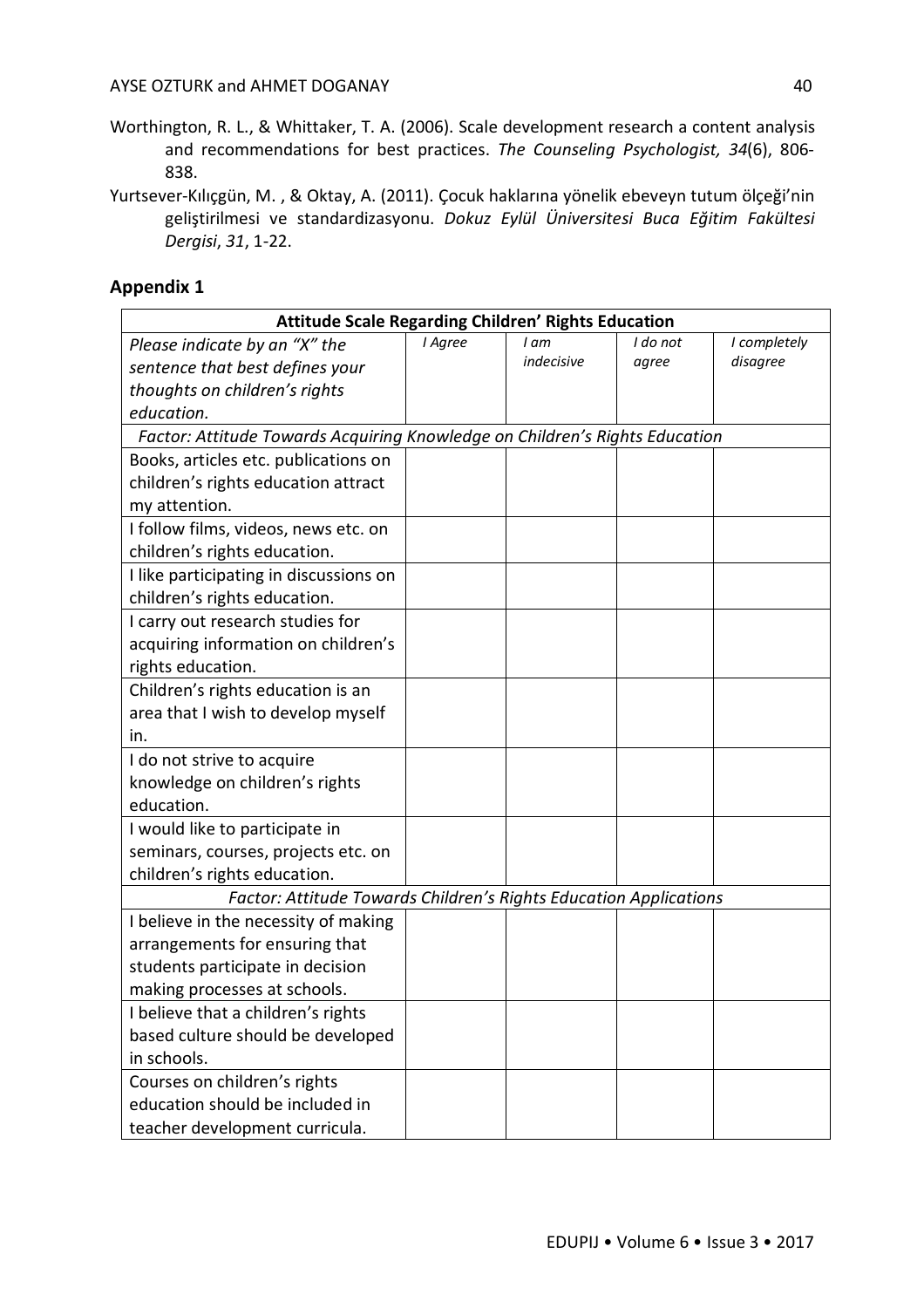Worthington, R. L., & Whittaker, T. A. (2006). Scale development research a content analysis and recommendations for best practices. *The Counseling Psychologist, 34*(6), 806-838.

Yurtsever-Kılıçgün, M. , & Oktay, A. (2011). Çocuk haklarına yönelik ebeveyn tutum ölçeği'nin geliştirilmesi ve standardizasyonu. *Dokuz Eylül Üniversitesi Buca Eğitim Fakültesi Dergisi*, *31*, 1-22.

## Appendix 1

| **Attitude Scale Regarding Children' Rights Education** | | | | |
|---|---|---|---|---|
| *Please indicate by an "X" the sentence that best defines your thoughts on children's rights education.* | *I Agree* | *I am indecisive* | *I do not agree* | *I completely disagree* |
| *Factor: Attitude Towards Acquiring Knowledge on Children's Rights Education* | | | | |
| Books, articles etc. publications on children's rights education attract my attention. | | | | |
| I follow films, videos, news etc. on children's rights education. | | | | |
| I like participating in discussions on children's rights education. | | | | |
| I carry out research studies for acquiring information on children's rights education. | | | | |
| Children's rights education is an area that I wish to develop myself in. | | | | |
| I do not strive to acquire knowledge on children's rights education. | | | | |
| I would like to participate in seminars, courses, projects etc. on children's rights education. | | | | |
| *Factor: Attitude Towards Children's Rights Education Applications* | | | | |
| I believe in the necessity of making arrangements for ensuring that students participate in decision making processes at schools. | | | | |
| I believe that a children's rights based culture should be developed in schools. | | | | |
| Courses on children's rights education should be included in teacher development curricula. | | | | |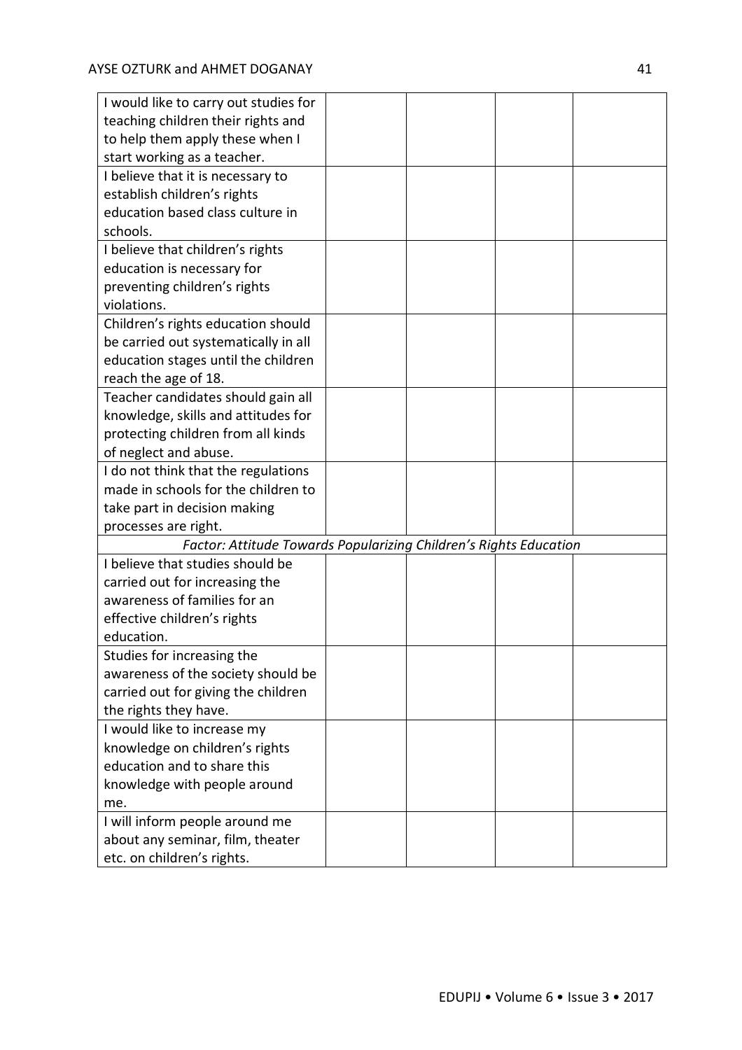| | | | | |
|---|---|---|---|---|
| I would like to carry out studies for teaching children their rights and to help them apply these when I start working as a teacher. | | | | |
| I believe that it is necessary to establish children's rights education based class culture in schools. | | | | |
| I believe that children's rights education is necessary for preventing children's rights violations. | | | | |
| Children's rights education should be carried out systematically in all education stages until the children reach the age of 18. | | | | |
| Teacher candidates should gain all knowledge, skills and attitudes for protecting children from all kinds of neglect and abuse. | | | | |
| I do not think that the regulations made in schools for the children to take part in decision making processes are right. | | | | |
| *Factor: Attitude Towards Popularizing Children's Rights Education* | | | | |
| I believe that studies should be carried out for increasing the awareness of families for an effective children's rights education. | | | | |
| Studies for increasing the awareness of the society should be carried out for giving the children the rights they have. | | | | |
| I would like to increase my knowledge on children's rights education and to share this knowledge with people around me. | | | | |
| I will inform people around me about any seminar, film, theater etc. on children's rights. | | | | |